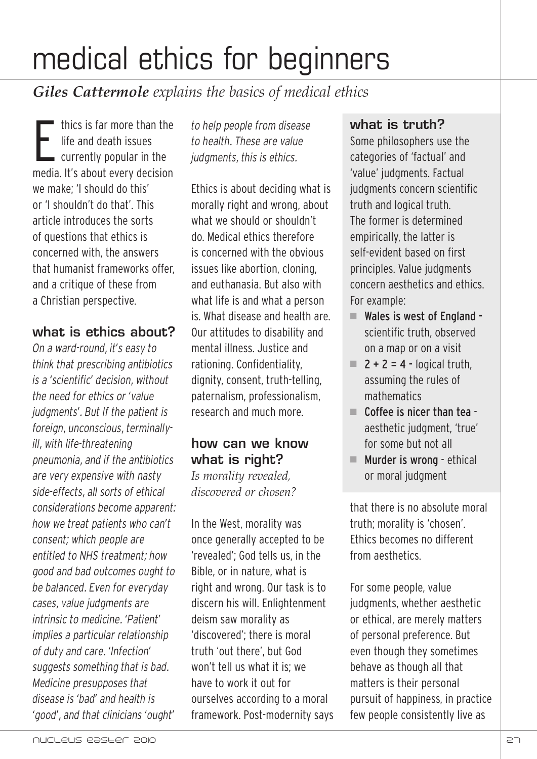# medical ethics for beginners

***Giles Cattermole** explains the basics of medical ethics*

Ethics is far more than the life and death issues currently popular in the media. It's about every decision we make; 'I should do this' or 'I shouldn't do that'. This article introduces the sorts of questions that ethics is concerned with, the answers that humanist frameworks offer, and a critique of these from a Christian perspective.

## what is ethics about?

*On a ward-round, it's easy to think that prescribing antibiotics is a 'scientific' decision, without the need for ethics or 'value judgments'. But If the patient is foreign, unconscious, terminally-ill, with life-threatening pneumonia, and if the antibiotics are very expensive with nasty side-effects, all sorts of ethical considerations become apparent: how we treat patients who can't consent; which people are entitled to NHS treatment; how good and bad outcomes ought to be balanced. Even for everyday cases, value judgments are intrinsic to medicine. 'Patient' implies a particular relationship of duty and care. 'Infection' suggests something that is bad. Medicine presupposes that disease is 'bad' and health is 'good', and that clinicians 'ought' to help people from disease to health. These are value judgments, this is ethics.*

Ethics is about deciding what is morally right and wrong, about what we should or shouldn't do. Medical ethics therefore is concerned with the obvious issues like abortion, cloning, and euthanasia. But also with what life is and what a person is. What disease and health are. Our attitudes to disability and mental illness. Justice and rationing. Confidentiality, dignity, consent, truth-telling, paternalism, professionalism, research and much more.

## how can we know what is right?

*Is morality revealed, discovered or chosen?*

In the West, morality was once generally accepted to be 'revealed'; God tells us, in the Bible, or in nature, what is right and wrong. Our task is to discern his will. Enlightenment deism saw morality as 'discovered'; there is moral truth 'out there', but God won't tell us what it is; we have to work it out for ourselves according to a moral framework. Post-modernity says that there is no absolute moral truth; morality is 'chosen'. Ethics becomes no different from aesthetics.

For some people, value judgments, whether aesthetic or ethical, are merely matters of personal preference. But even though they sometimes behave as though all that matters is their personal pursuit of happiness, in practice few people consistently live as

### what is truth?

Some philosophers use the categories of 'factual' and 'value' judgments. Factual judgments concern scientific truth and logical truth. The former is determined empirically, the latter is self-evident based on first principles. Value judgments concern aesthetics and ethics. For example:

- **Wales is west of England** - scientific truth, observed on a map or on a visit
- **2 + 2 = 4** - logical truth, assuming the rules of mathematics
- **Coffee is nicer than tea** - aesthetic judgment, 'true' for some but not all
- **Murder is wrong** - ethical or moral judgment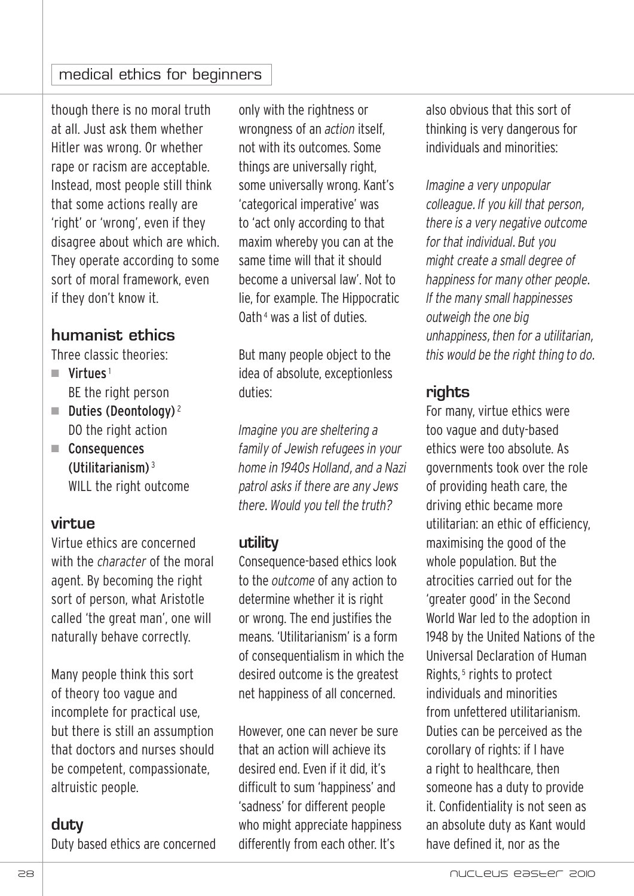though there is no moral truth at all. Just ask them whether Hitler was wrong. Or whether rape or racism are acceptable. Instead, most people still think that some actions really are 'right' or 'wrong', even if they disagree about which are which. They operate according to some sort of moral framework, even if they don't know it.

## humanist ethics

Three classic theories:

- **Virtues**[1]
  BE the right person
- **Duties (Deontology)**[2]
  DO the right action
- **Consequences (Utilitarianism)**[3]
  WILL the right outcome

### virtue

Virtue ethics are concerned with the *character* of the moral agent. By becoming the right sort of person, what Aristotle called 'the great man', one will naturally behave correctly.

Many people think this sort of theory too vague and incomplete for practical use, but there is still an assumption that doctors and nurses should be competent, compassionate, altruistic people.

### duty

Duty based ethics are concerned only with the rightness or wrongness of an *action* itself, not with its outcomes. Some things are universally right, some universally wrong. Kant's 'categorical imperative' was to 'act only according to that maxim whereby you can at the same time will that it should become a universal law'. Not to lie, for example. The Hippocratic Oath[4] was a list of duties.

But many people object to the idea of absolute, exceptionless duties:

*Imagine you are sheltering a family of Jewish refugees in your home in 1940s Holland, and a Nazi patrol asks if there are any Jews there. Would you tell the truth?*

### utility

Consequence-based ethics look to the *outcome* of any action to determine whether it is right or wrong. The end justifies the means. 'Utilitarianism' is a form of consequentialism in which the desired outcome is the greatest net happiness of all concerned.

However, one can never be sure that an action will achieve its desired end. Even if it did, it's difficult to sum 'happiness' and 'sadness' for different people who might appreciate happiness differently from each other. It's also obvious that this sort of thinking is very dangerous for individuals and minorities:

*Imagine a very unpopular colleague. If you kill that person, there is a very negative outcome for that individual. But you might create a small degree of happiness for many other people. If the many small happinesses outweigh the one big unhappiness, then for a utilitarian, this would be the right thing to do.*

### rights

For many, virtue ethics were too vague and duty-based ethics were too absolute. As governments took over the role of providing heath care, the driving ethic became more utilitarian: an ethic of efficiency, maximising the good of the whole population. But the atrocities carried out for the 'greater good' in the Second World War led to the adoption in 1948 by the United Nations of the Universal Declaration of Human Rights,[5] rights to protect individuals and minorities from unfettered utilitarianism. Duties can be perceived as the corollary of rights: if I have a right to healthcare, then someone has a duty to provide it. Confidentiality is not seen as an absolute duty as Kant would have defined it, nor as the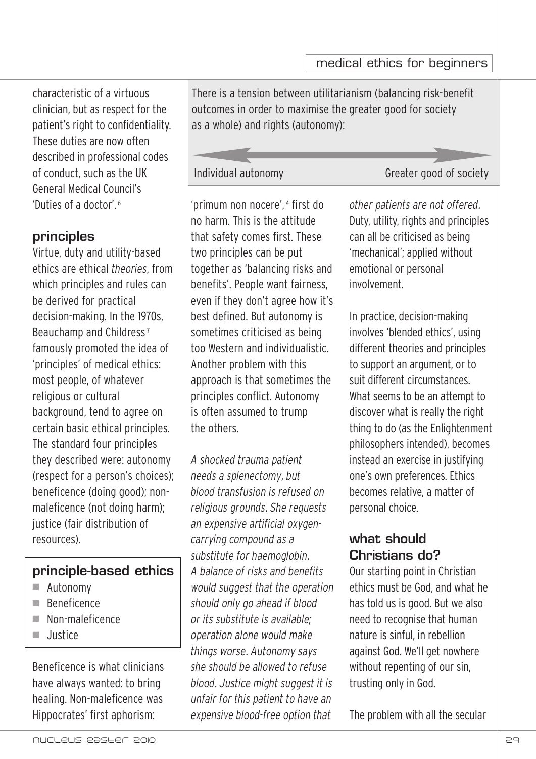characteristic of a virtuous clinician, but as respect for the patient's right to confidentiality. These duties are now often described in professional codes of conduct, such as the UK General Medical Council's 'Duties of a doctor'.[6]

## principles

Virtue, duty and utility-based ethics are ethical *theories*, from which principles and rules can be derived for practical decision-making. In the 1970s, Beauchamp and Childress[7] famously promoted the idea of 'principles' of medical ethics: most people, of whatever religious or cultural background, tend to agree on certain basic ethical principles. The standard four principles they described were: autonomy (respect for a person's choices); beneficence (doing good); non-maleficence (not doing harm); justice (fair distribution of resources).

> **principle-based ethics**
> - Autonomy
> - Beneficence
> - Non-maleficence
> - Justice

Beneficence is what clinicians have always wanted: to bring healing. Non-maleficence was Hippocrates' first aphorism: 'primum non nocere',[4] first do no harm. This is the attitude that safety comes first. These two principles can be put together as 'balancing risks and benefits'. People want fairness, even if they don't agree how it's best defined. But autonomy is sometimes criticised as being too Western and individualistic. Another problem with this approach is that sometimes the principles conflict. Autonomy is often assumed to trump the others.

> There is a tension between utilitarianism (balancing risk-benefit outcomes in order to maximise the greater good for society as a whole) and rights (autonomy):
>
> Individual autonomy ⟷ Greater good of society

*A shocked trauma patient needs a splenectomy, but blood transfusion is refused on religious grounds. She requests an expensive artificial oxygen-carrying compound as a substitute for haemoglobin. A balance of risks and benefits would suggest that the operation should only go ahead if blood or its substitute is available; operation alone would make things worse. Autonomy says she should be allowed to refuse blood. Justice might suggest it is unfair for this patient to have an expensive blood-free option that other patients are not offered.*

Duty, utility, rights and principles can all be criticised as being 'mechanical'; applied without emotional or personal involvement.

In practice, decision-making involves 'blended ethics', using different theories and principles to support an argument, or to suit different circumstances. What seems to be an attempt to discover what is really the right thing to do (as the Enlightenment philosophers intended), becomes instead an exercise in justifying one's own preferences. Ethics becomes relative, a matter of personal choice.

## what should Christians do?

Our starting point in Christian ethics must be God, and what he has told us is good. But we also need to recognise that human nature is sinful, in rebellion against God. We'll get nowhere without repenting of our sin, trusting only in God.

The problem with all the secular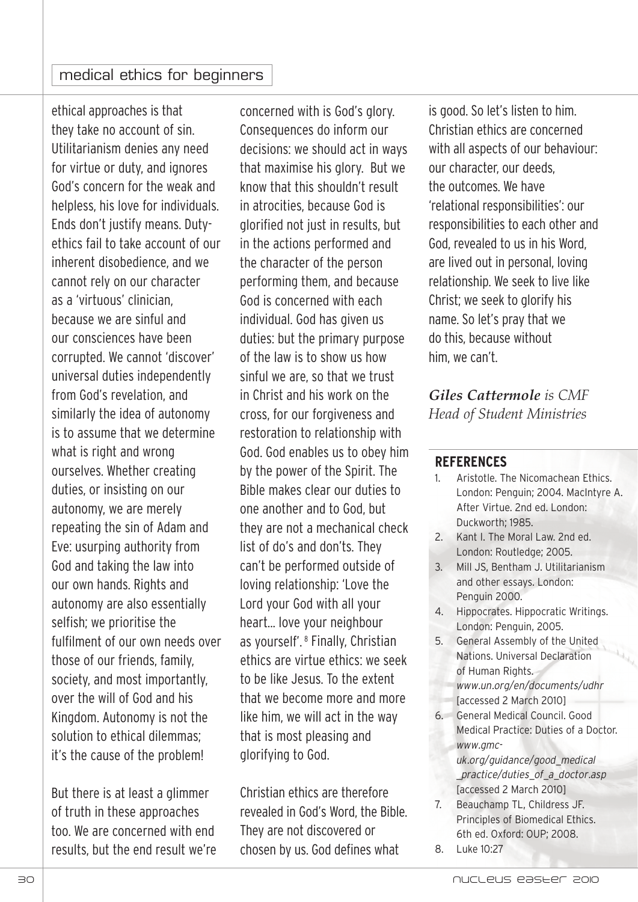ethical approaches is that they take no account of sin. Utilitarianism denies any need for virtue or duty, and ignores God's concern for the weak and helpless, his love for individuals. Ends don't justify means. Duty-ethics fail to take account of our inherent disobedience, and we cannot rely on our character as a 'virtuous' clinician, because we are sinful and our consciences have been corrupted. We cannot 'discover' universal duties independently from God's revelation, and similarly the idea of autonomy is to assume that we determine what is right and wrong ourselves. Whether creating duties, or insisting on our autonomy, we are merely repeating the sin of Adam and Eve: usurping authority from God and taking the law into our own hands. Rights and autonomy are also essentially selfish; we prioritise the fulfilment of our own needs over those of our friends, family, society, and most importantly, over the will of God and his Kingdom. Autonomy is not the solution to ethical dilemmas; it's the cause of the problem!

But there is at least a glimmer of truth in these approaches too. We are concerned with end results, but the end result we're concerned with is God's glory. Consequences do inform our decisions: we should act in ways that maximise his glory. But we know that this shouldn't result in atrocities, because God is glorified not just in results, but in the actions performed and the character of the person performing them, and because God is concerned with each individual. God has given us duties: but the primary purpose of the law is to show us how sinful we are, so that we trust in Christ and his work on the cross, for our forgiveness and restoration to relationship with God. God enables us to obey him by the power of the Spirit. The Bible makes clear our duties to one another and to God, but they are not a mechanical check list of do's and don'ts. They can't be performed outside of loving relationship: 'Love the Lord your God with all your heart... love your neighbour as yourself'.[8] Finally, Christian ethics are virtue ethics: we seek to be like Jesus. To the extent that we become more and more like him, we will act in the way that is most pleasing and glorifying to God.

Christian ethics are therefore revealed in God's Word, the Bible. They are not discovered or chosen by us. God defines what is good. So let's listen to him. Christian ethics are concerned with all aspects of our behaviour: our character, our deeds, the outcomes. We have 'relational responsibilities': our responsibilities to each other and God, revealed to us in his Word, are lived out in personal, loving relationship. We seek to live like Christ; we seek to glorify his name. So let's pray that we do this, because without him, we can't.

***Giles Cattermole** is CMF Head of Student Ministries*

## REFERENCES

1. Aristotle. The Nicomachean Ethics. London: Penguin; 2004. MacIntyre A. After Virtue. 2nd ed. London: Duckworth; 1985.
2. Kant I. The Moral Law. 2nd ed. London: Routledge; 2005.
3. Mill JS, Bentham J. Utilitarianism and other essays. London: Penguin 2000.
4. Hippocrates. Hippocratic Writings. London: Penguin, 2005.
5. General Assembly of the United Nations. Universal Declaration of Human Rights. *www.un.org/en/documents/udhr* [accessed 2 March 2010]
6. General Medical Council. Good Medical Practice: Duties of a Doctor. *www.gmc-uk.org/guidance/good_medical_practice/duties_of_a_doctor.asp* [accessed 2 March 2010]
7. Beauchamp TL, Childress JF. Principles of Biomedical Ethics. 6th ed. Oxford: OUP; 2008.
8. Luke 10:27